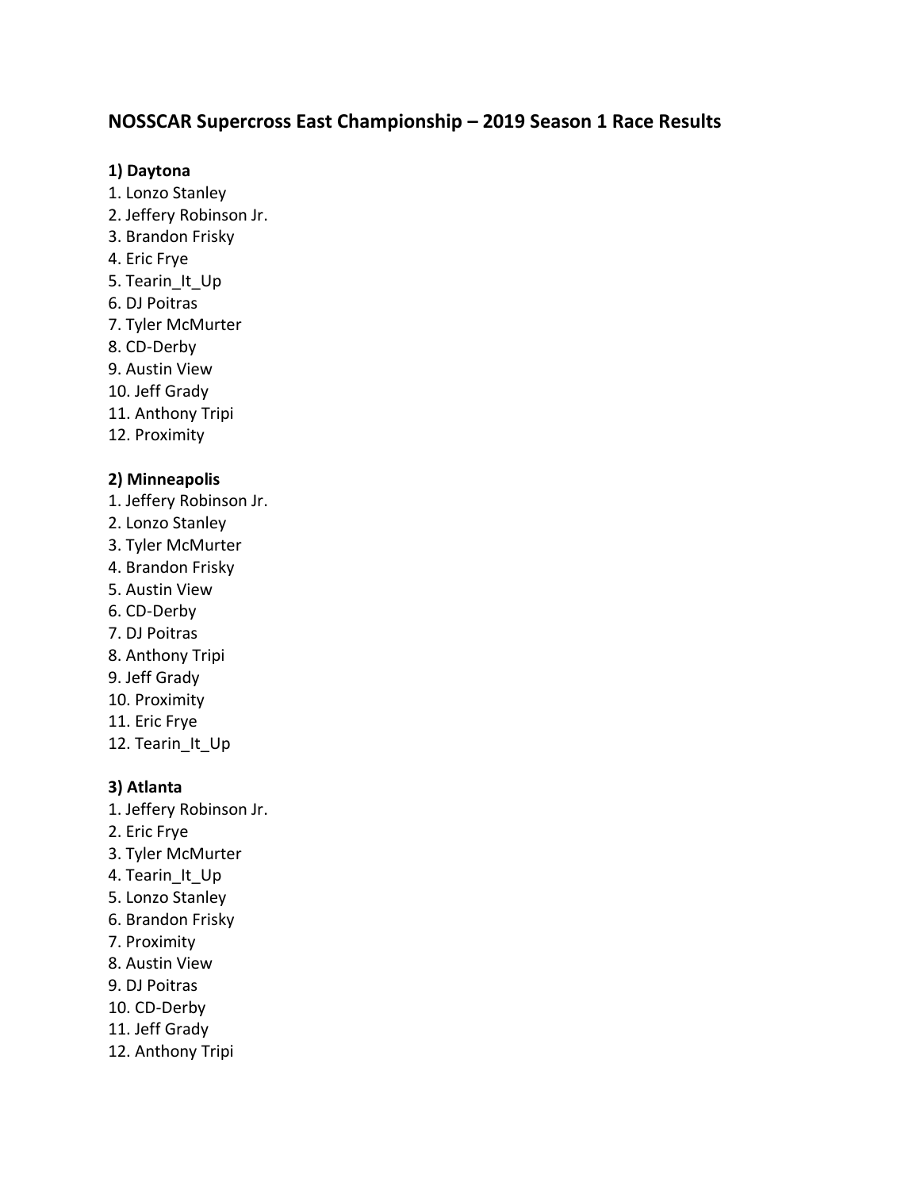# NOSSCAR Supercross East Championship – 2019 Season 1 Race Results

**1) Daytona**

1. Lonzo Stanley
2. Jeffery Robinson Jr.
3. Brandon Frisky
4. Eric Frye
5. Tearin_It_Up
6. DJ Poitras
7. Tyler McMurter
8. CD-Derby
9. Austin View
10. Jeff Grady
11. Anthony Tripi
12. Proximity

**2) Minneapolis**

1. Jeffery Robinson Jr.
2. Lonzo Stanley
3. Tyler McMurter
4. Brandon Frisky
5. Austin View
6. CD-Derby
7. DJ Poitras
8. Anthony Tripi
9. Jeff Grady
10. Proximity
11. Eric Frye
12. Tearin_It_Up

**3) Atlanta**

1. Jeffery Robinson Jr.
2. Eric Frye
3. Tyler McMurter
4. Tearin_It_Up
5. Lonzo Stanley
6. Brandon Frisky
7. Proximity
8. Austin View
9. DJ Poitras
10. CD-Derby
11. Jeff Grady
12. Anthony Tripi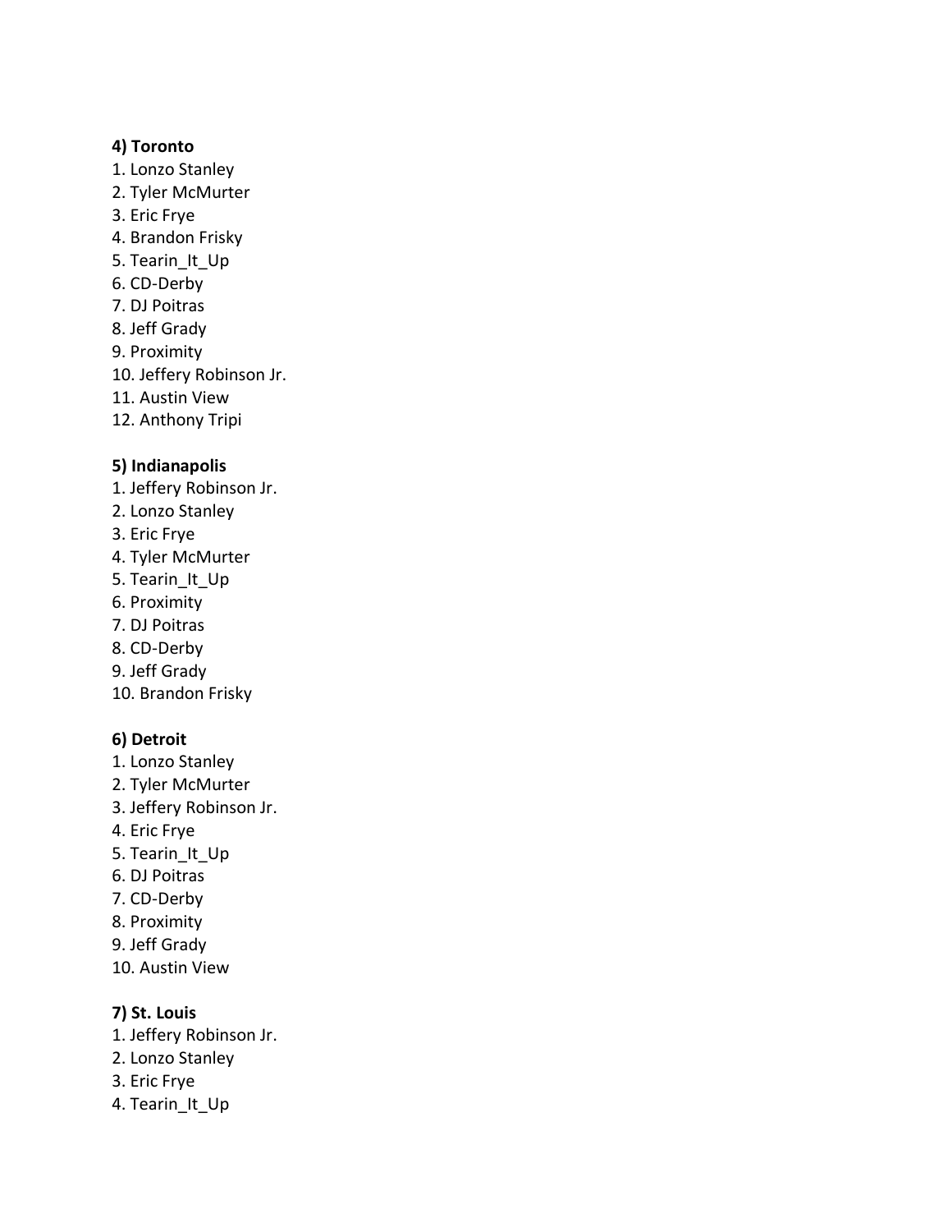**4) Toronto**

1. Lonzo Stanley
2. Tyler McMurter
3. Eric Frye
4. Brandon Frisky
5. Tearin_It_Up
6. CD-Derby
7. DJ Poitras
8. Jeff Grady
9. Proximity
10. Jeffery Robinson Jr.
11. Austin View
12. Anthony Tripi

**5) Indianapolis**

1. Jeffery Robinson Jr.
2. Lonzo Stanley
3. Eric Frye
4. Tyler McMurter
5. Tearin_It_Up
6. Proximity
7. DJ Poitras
8. CD-Derby
9. Jeff Grady
10. Brandon Frisky

**6) Detroit**

1. Lonzo Stanley
2. Tyler McMurter
3. Jeffery Robinson Jr.
4. Eric Frye
5. Tearin_It_Up
6. DJ Poitras
7. CD-Derby
8. Proximity
9. Jeff Grady
10. Austin View

**7) St. Louis**

1. Jeffery Robinson Jr.
2. Lonzo Stanley
3. Eric Frye
4. Tearin_It_Up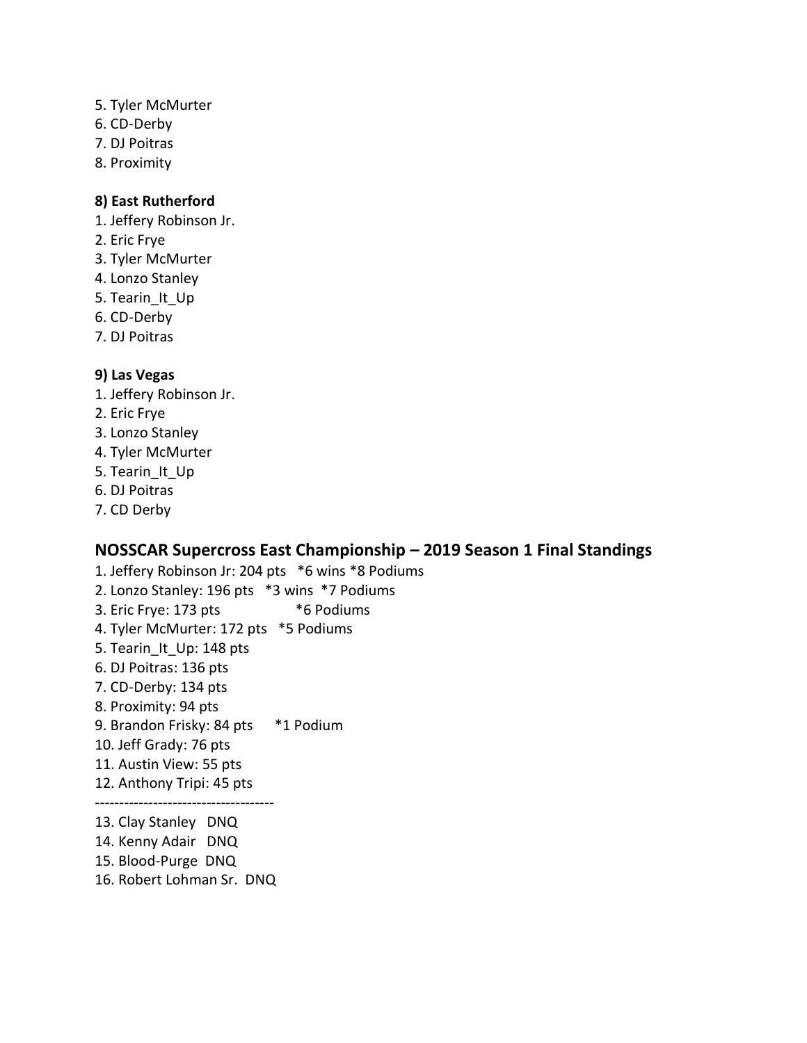5. Tyler McMurter
6. CD-Derby
7. DJ Poitras
8. Proximity

**8) East Rutherford**

1. Jeffery Robinson Jr.
2. Eric Frye
3. Tyler McMurter
4. Lonzo Stanley
5. Tearin_It_Up
6. CD-Derby
7. DJ Poitras

**9) Las Vegas**

1. Jeffery Robinson Jr.
2. Eric Frye
3. Lonzo Stanley
4. Tyler McMurter
5. Tearin_It_Up
6. DJ Poitras
7. CD Derby

## NOSSCAR Supercross East Championship – 2019 Season 1 Final Standings

1. Jeffery Robinson Jr: 204 pts *6 wins *8 Podiums
2. Lonzo Stanley: 196 pts *3 wins *7 Podiums
3. Eric Frye: 173 pts *6 Podiums
4. Tyler McMurter: 172 pts *5 Podiums
5. Tearin_It_Up: 148 pts
6. DJ Poitras: 136 pts
7. CD-Derby: 134 pts
8. Proximity: 94 pts
9. Brandon Frisky: 84 pts *1 Podium
10. Jeff Grady: 76 pts
11. Austin View: 55 pts
12. Anthony Tripi: 45 pts

-------------------------------------

13. Clay Stanley DNQ
14. Kenny Adair DNQ
15. Blood-Purge DNQ
16. Robert Lohman Sr. DNQ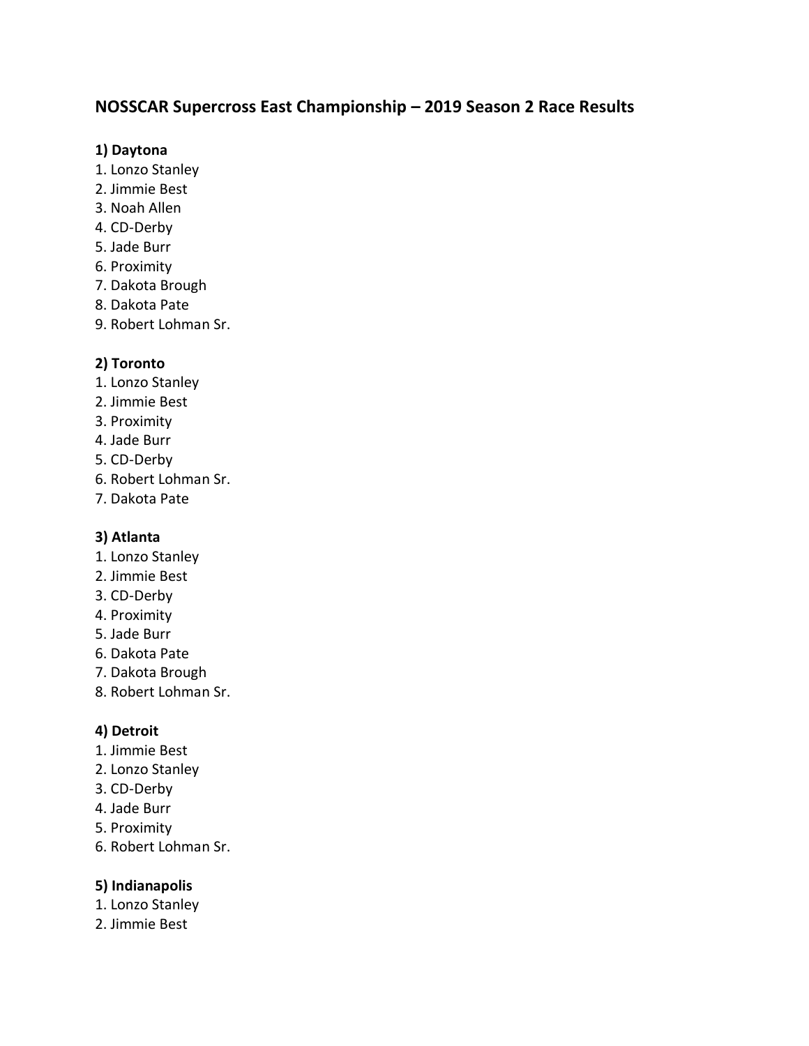## NOSSCAR Supercross East Championship – 2019 Season 2 Race Results

### 1) Daytona

1. Lonzo Stanley
2. Jimmie Best
3. Noah Allen
4. CD-Derby
5. Jade Burr
6. Proximity
7. Dakota Brough
8. Dakota Pate
9. Robert Lohman Sr.

### 2) Toronto

1. Lonzo Stanley
2. Jimmie Best
3. Proximity
4. Jade Burr
5. CD-Derby
6. Robert Lohman Sr.
7. Dakota Pate

### 3) Atlanta

1. Lonzo Stanley
2. Jimmie Best
3. CD-Derby
4. Proximity
5. Jade Burr
6. Dakota Pate
7. Dakota Brough
8. Robert Lohman Sr.

### 4) Detroit

1. Jimmie Best
2. Lonzo Stanley
3. CD-Derby
4. Jade Burr
5. Proximity
6. Robert Lohman Sr.

### 5) Indianapolis

1. Lonzo Stanley
2. Jimmie Best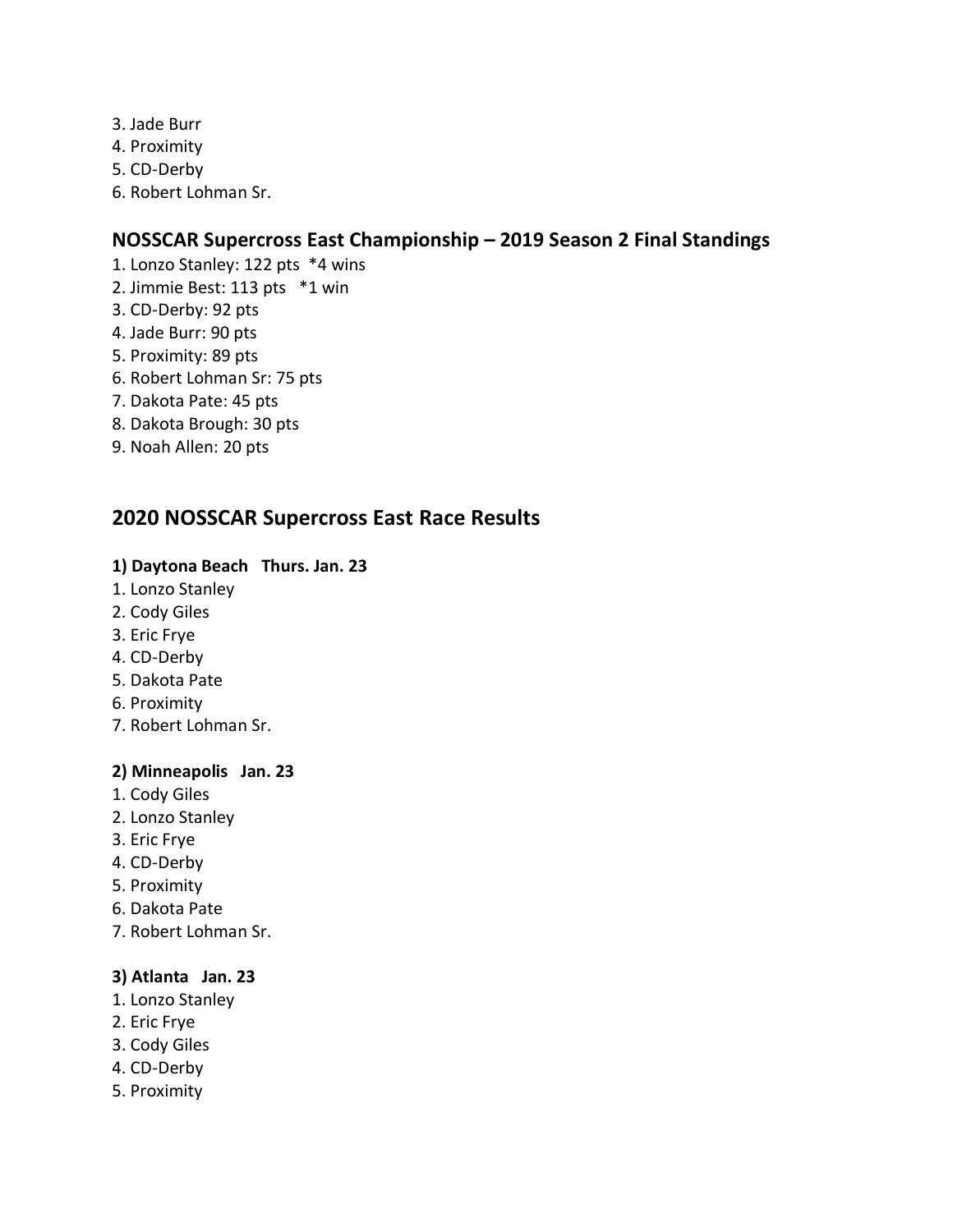3. Jade Burr
4. Proximity
5. CD-Derby
6. Robert Lohman Sr.

### NOSSCAR Supercross East Championship – 2019 Season 2 Final Standings

1. Lonzo Stanley: 122 pts *4 wins
2. Jimmie Best: 113 pts *1 win
3. CD-Derby: 92 pts
4. Jade Burr: 90 pts
5. Proximity: 89 pts
6. Robert Lohman Sr: 75 pts
7. Dakota Pate: 45 pts
8. Dakota Brough: 30 pts
9. Noah Allen: 20 pts

## 2020 NOSSCAR Supercross East Race Results

**1) Daytona Beach Thurs. Jan. 23**

1. Lonzo Stanley
2. Cody Giles
3. Eric Frye
4. CD-Derby
5. Dakota Pate
6. Proximity
7. Robert Lohman Sr.

**2) Minneapolis Jan. 23**

1. Cody Giles
2. Lonzo Stanley
3. Eric Frye
4. CD-Derby
5. Proximity
6. Dakota Pate
7. Robert Lohman Sr.

**3) Atlanta Jan. 23**

1. Lonzo Stanley
2. Eric Frye
3. Cody Giles
4. CD-Derby
5. Proximity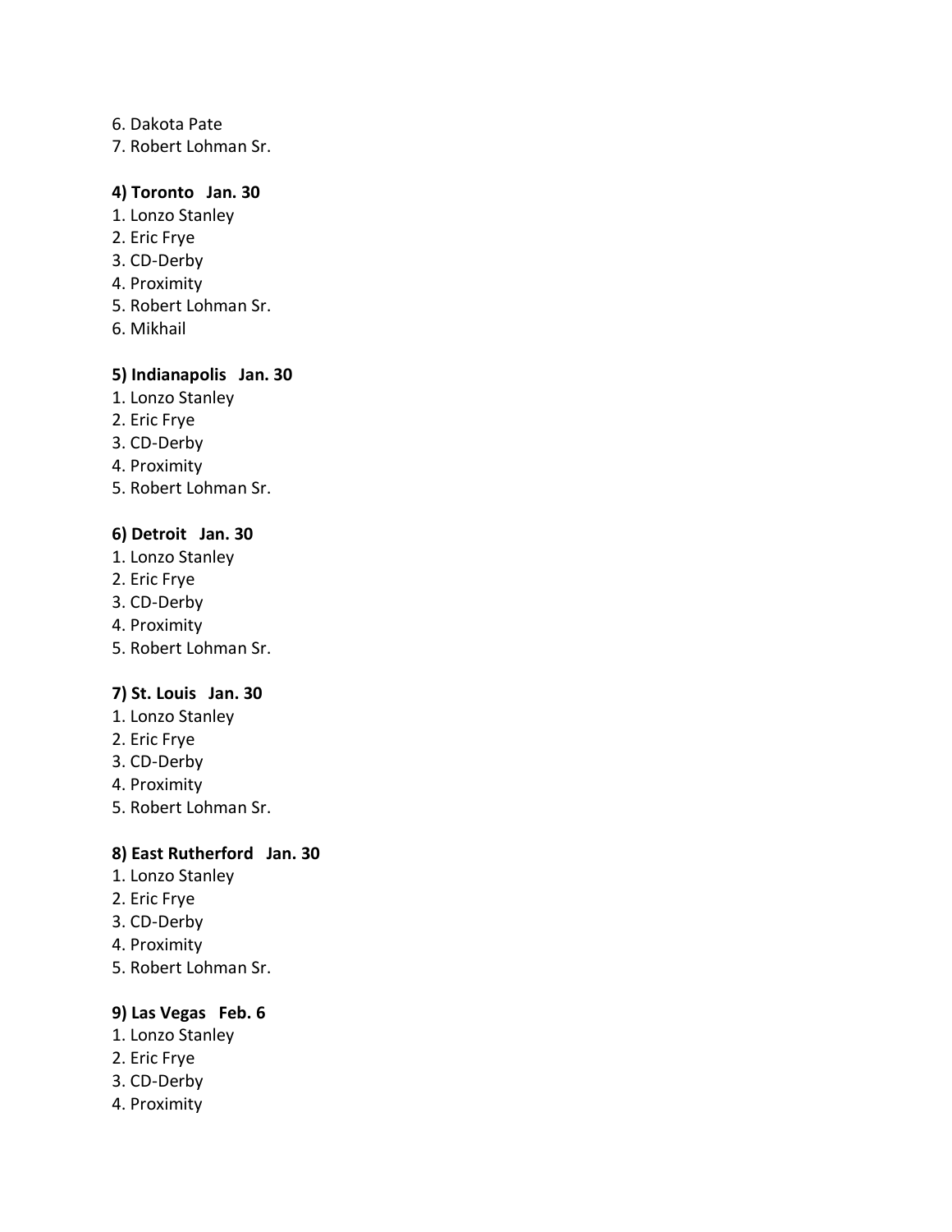6. Dakota Pate
7. Robert Lohman Sr.

**4) Toronto   Jan. 30**

1. Lonzo Stanley
2. Eric Frye
3. CD-Derby
4. Proximity
5. Robert Lohman Sr.
6. Mikhail

**5) Indianapolis   Jan. 30**

1. Lonzo Stanley
2. Eric Frye
3. CD-Derby
4. Proximity
5. Robert Lohman Sr.

**6) Detroit   Jan. 30**

1. Lonzo Stanley
2. Eric Frye
3. CD-Derby
4. Proximity
5. Robert Lohman Sr.

**7) St. Louis   Jan. 30**

1. Lonzo Stanley
2. Eric Frye
3. CD-Derby
4. Proximity
5. Robert Lohman Sr.

**8) East Rutherford   Jan. 30**

1. Lonzo Stanley
2. Eric Frye
3. CD-Derby
4. Proximity
5. Robert Lohman Sr.

**9) Las Vegas   Feb. 6**

1. Lonzo Stanley
2. Eric Frye
3. CD-Derby
4. Proximity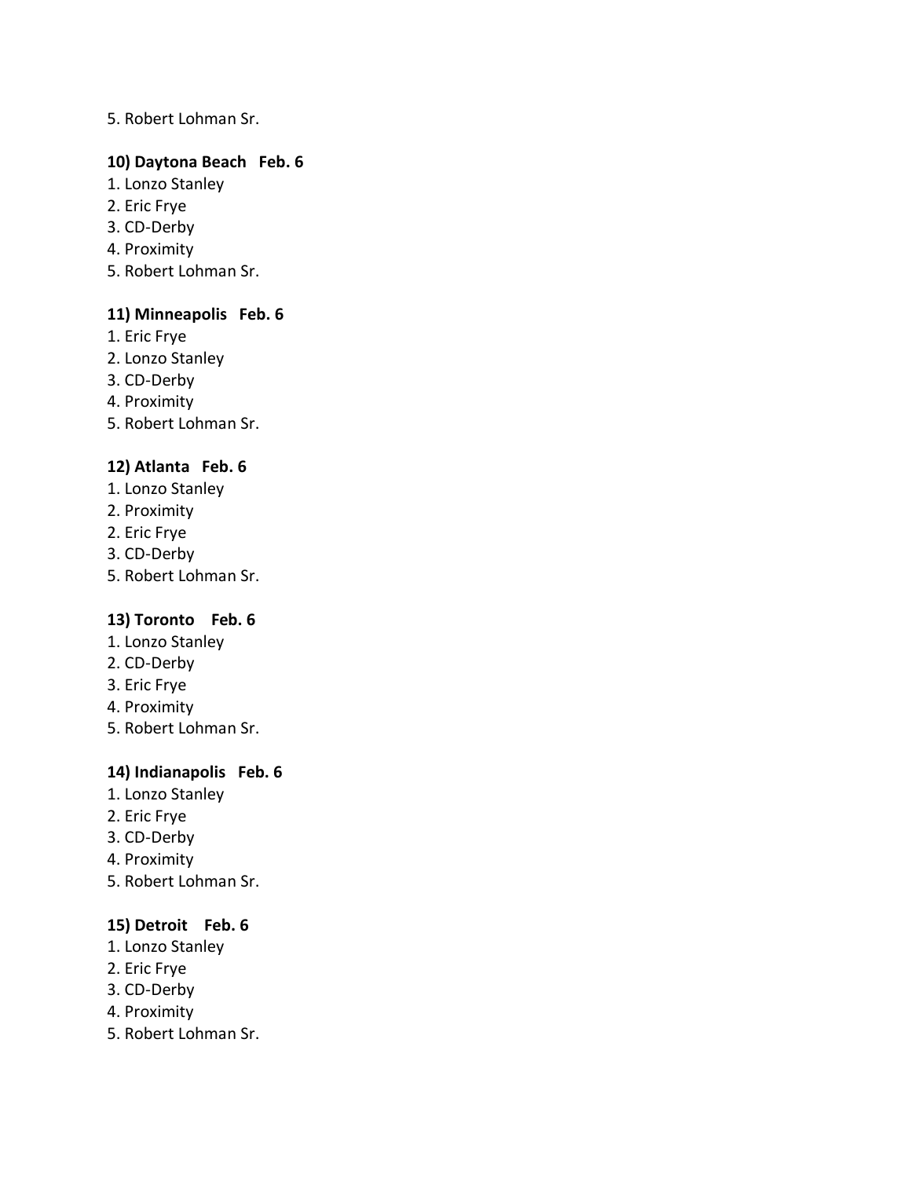5. Robert Lohman Sr.

**10) Daytona Beach Feb. 6**

1. Lonzo Stanley
2. Eric Frye
3. CD-Derby
4. Proximity
5. Robert Lohman Sr.

**11) Minneapolis Feb. 6**

1. Eric Frye
2. Lonzo Stanley
3. CD-Derby
4. Proximity
5. Robert Lohman Sr.

**12) Atlanta Feb. 6**

1. Lonzo Stanley
2. Proximity
2. Eric Frye
3. CD-Derby
5. Robert Lohman Sr.

**13) Toronto Feb. 6**

1. Lonzo Stanley
2. CD-Derby
3. Eric Frye
4. Proximity
5. Robert Lohman Sr.

**14) Indianapolis Feb. 6**

1. Lonzo Stanley
2. Eric Frye
3. CD-Derby
4. Proximity
5. Robert Lohman Sr.

**15) Detroit Feb. 6**

1. Lonzo Stanley
2. Eric Frye
3. CD-Derby
4. Proximity
5. Robert Lohman Sr.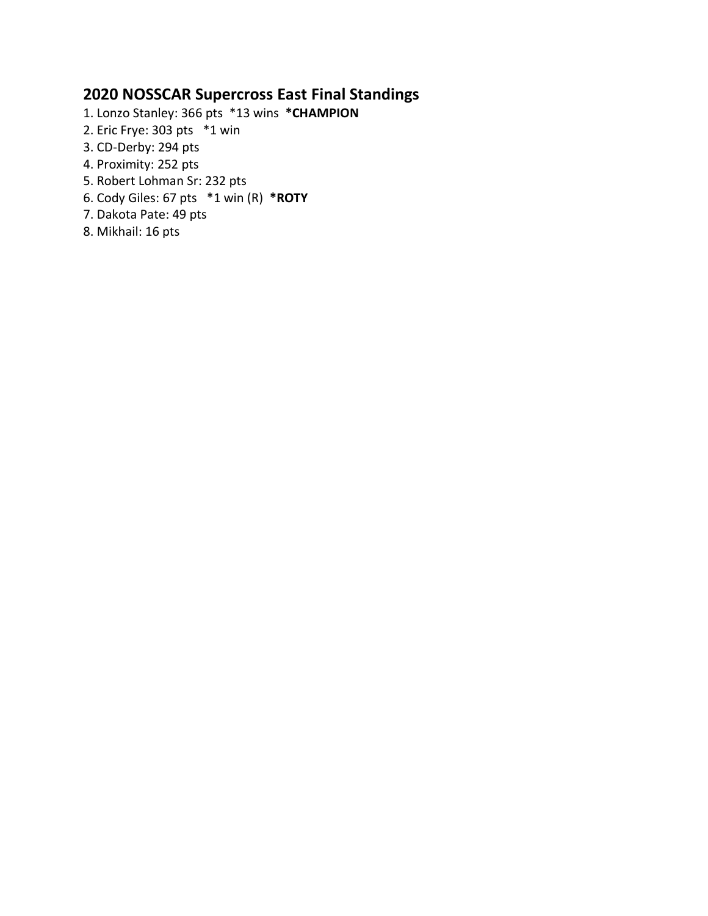## 2020 NOSSCAR Supercross East Final Standings

1. Lonzo Stanley: 366 pts  *13 wins  ***CHAMPION**
2. Eric Frye: 303 pts   *1 win
3. CD-Derby: 294 pts
4. Proximity: 252 pts
5. Robert Lohman Sr: 232 pts
6. Cody Giles: 67 pts   *1 win (R)  ***ROTY**
7. Dakota Pate: 49 pts
8. Mikhail: 16 pts